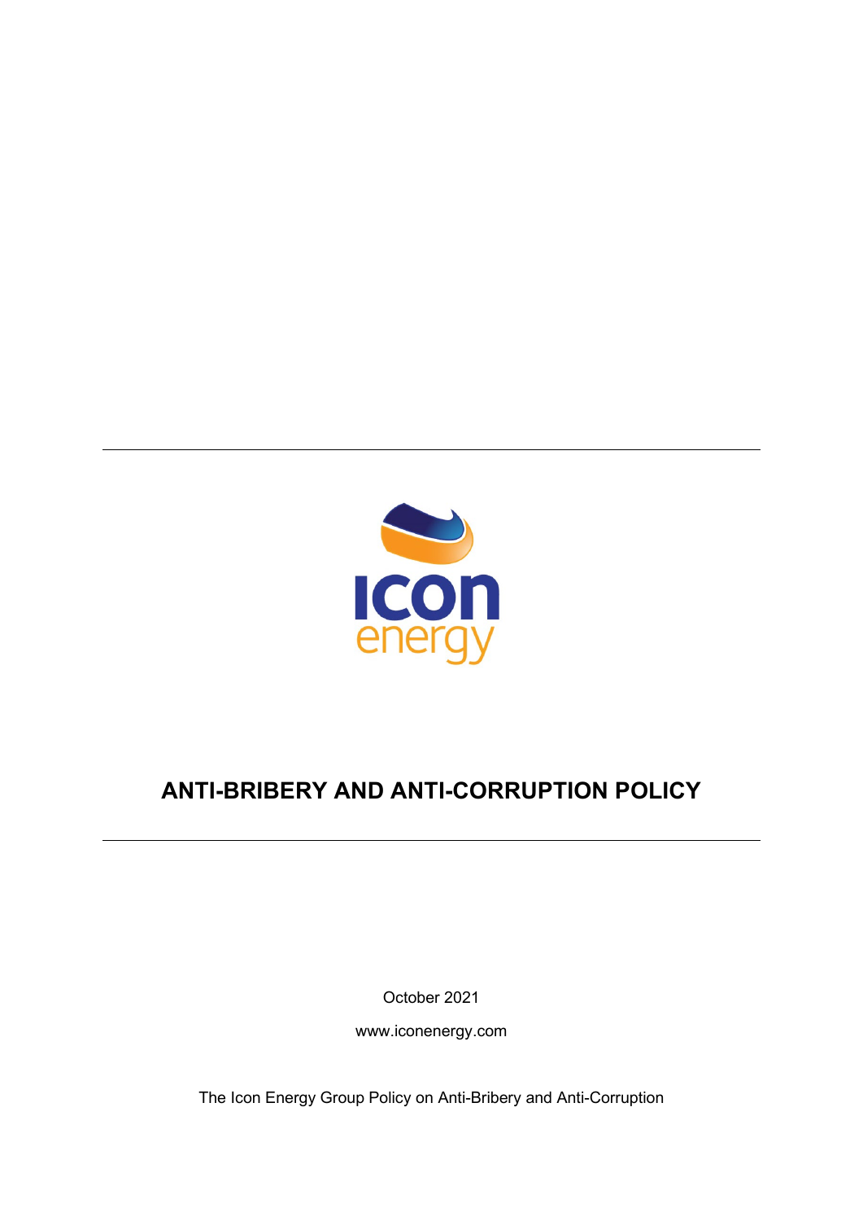icon energy

# ANTI-BRIBERY AND ANTI-CORRUPTION POLICY

October 2021

www.iconenergy.com

The Icon Energy Group Policy on Anti-Bribery and Anti-Corruption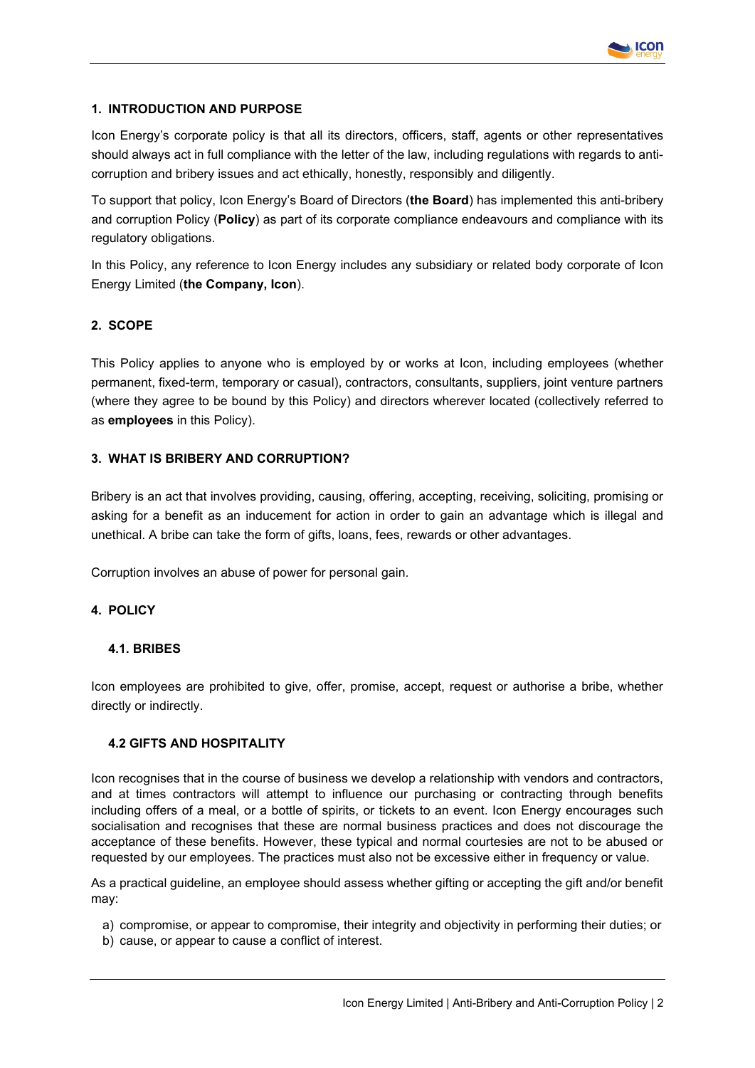## 1. INTRODUCTION AND PURPOSE

Icon Energy's corporate policy is that all its directors, officers, staff, agents or other representatives should always act in full compliance with the letter of the law, including regulations with regards to anti-corruption and bribery issues and act ethically, honestly, responsibly and diligently.

To support that policy, Icon Energy's Board of Directors (**the Board**) has implemented this anti-bribery and corruption Policy (**Policy**) as part of its corporate compliance endeavours and compliance with its regulatory obligations.

In this Policy, any reference to Icon Energy includes any subsidiary or related body corporate of Icon Energy Limited (**the Company, Icon**).

## 2. SCOPE

This Policy applies to anyone who is employed by or works at Icon, including employees (whether permanent, fixed-term, temporary or casual), contractors, consultants, suppliers, joint venture partners (where they agree to be bound by this Policy) and directors wherever located (collectively referred to as **employees** in this Policy).

## 3. WHAT IS BRIBERY AND CORRUPTION?

Bribery is an act that involves providing, causing, offering, accepting, receiving, soliciting, promising or asking for a benefit as an inducement for action in order to gain an advantage which is illegal and unethical. A bribe can take the form of gifts, loans, fees, rewards or other advantages.

Corruption involves an abuse of power for personal gain.

## 4. POLICY

### 4.1. BRIBES

Icon employees are prohibited to give, offer, promise, accept, request or authorise a bribe, whether directly or indirectly.

### 4.2 GIFTS AND HOSPITALITY

Icon recognises that in the course of business we develop a relationship with vendors and contractors, and at times contractors will attempt to influence our purchasing or contracting through benefits including offers of a meal, or a bottle of spirits, or tickets to an event. Icon Energy encourages such socialisation and recognises that these are normal business practices and does not discourage the acceptance of these benefits. However, these typical and normal courtesies are not to be abused or requested by our employees. The practices must also not be excessive either in frequency or value.

As a practical guideline, an employee should assess whether gifting or accepting the gift and/or benefit may:

a) compromise, or appear to compromise, their integrity and objectivity in performing their duties; or
b) cause, or appear to cause a conflict of interest.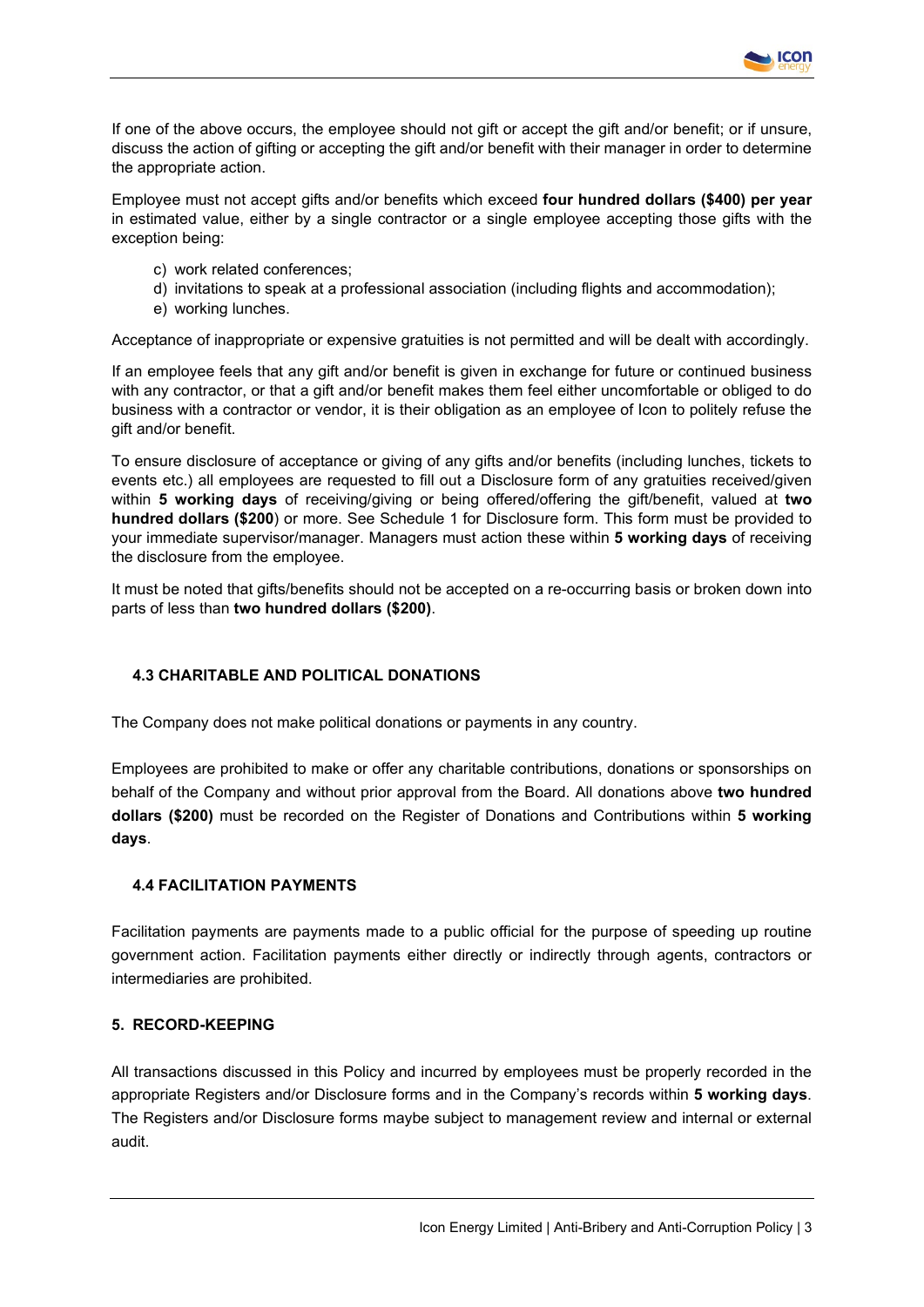If one of the above occurs, the employee should not gift or accept the gift and/or benefit; or if unsure, discuss the action of gifting or accepting the gift and/or benefit with their manager in order to determine the appropriate action.

Employee must not accept gifts and/or benefits which exceed **four hundred dollars ($400) per year** in estimated value, either by a single contractor or a single employee accepting those gifts with the exception being:

c) work related conferences;
d) invitations to speak at a professional association (including flights and accommodation);
e) working lunches.

Acceptance of inappropriate or expensive gratuities is not permitted and will be dealt with accordingly.

If an employee feels that any gift and/or benefit is given in exchange for future or continued business with any contractor, or that a gift and/or benefit makes them feel either uncomfortable or obliged to do business with a contractor or vendor, it is their obligation as an employee of Icon to politely refuse the gift and/or benefit.

To ensure disclosure of acceptance or giving of any gifts and/or benefits (including lunches, tickets to events etc.) all employees are requested to fill out a Disclosure form of any gratuities received/given within **5 working days** of receiving/giving or being offered/offering the gift/benefit, valued at **two hundred dollars ($200**) or more. See Schedule 1 for Disclosure form. This form must be provided to your immediate supervisor/manager. Managers must action these within **5 working days** of receiving the disclosure from the employee.

It must be noted that gifts/benefits should not be accepted on a re-occurring basis or broken down into parts of less than **two hundred dollars ($200)**.

### 4.3 CHARITABLE AND POLITICAL DONATIONS

The Company does not make political donations or payments in any country.

Employees are prohibited to make or offer any charitable contributions, donations or sponsorships on behalf of the Company and without prior approval from the Board. All donations above **two hundred dollars ($200)** must be recorded on the Register of Donations and Contributions within **5 working days**.

### 4.4 FACILITATION PAYMENTS

Facilitation payments are payments made to a public official for the purpose of speeding up routine government action. Facilitation payments either directly or indirectly through agents, contractors or intermediaries are prohibited.

## 5. RECORD-KEEPING

All transactions discussed in this Policy and incurred by employees must be properly recorded in the appropriate Registers and/or Disclosure forms and in the Company's records within **5 working days**. The Registers and/or Disclosure forms maybe subject to management review and internal or external audit.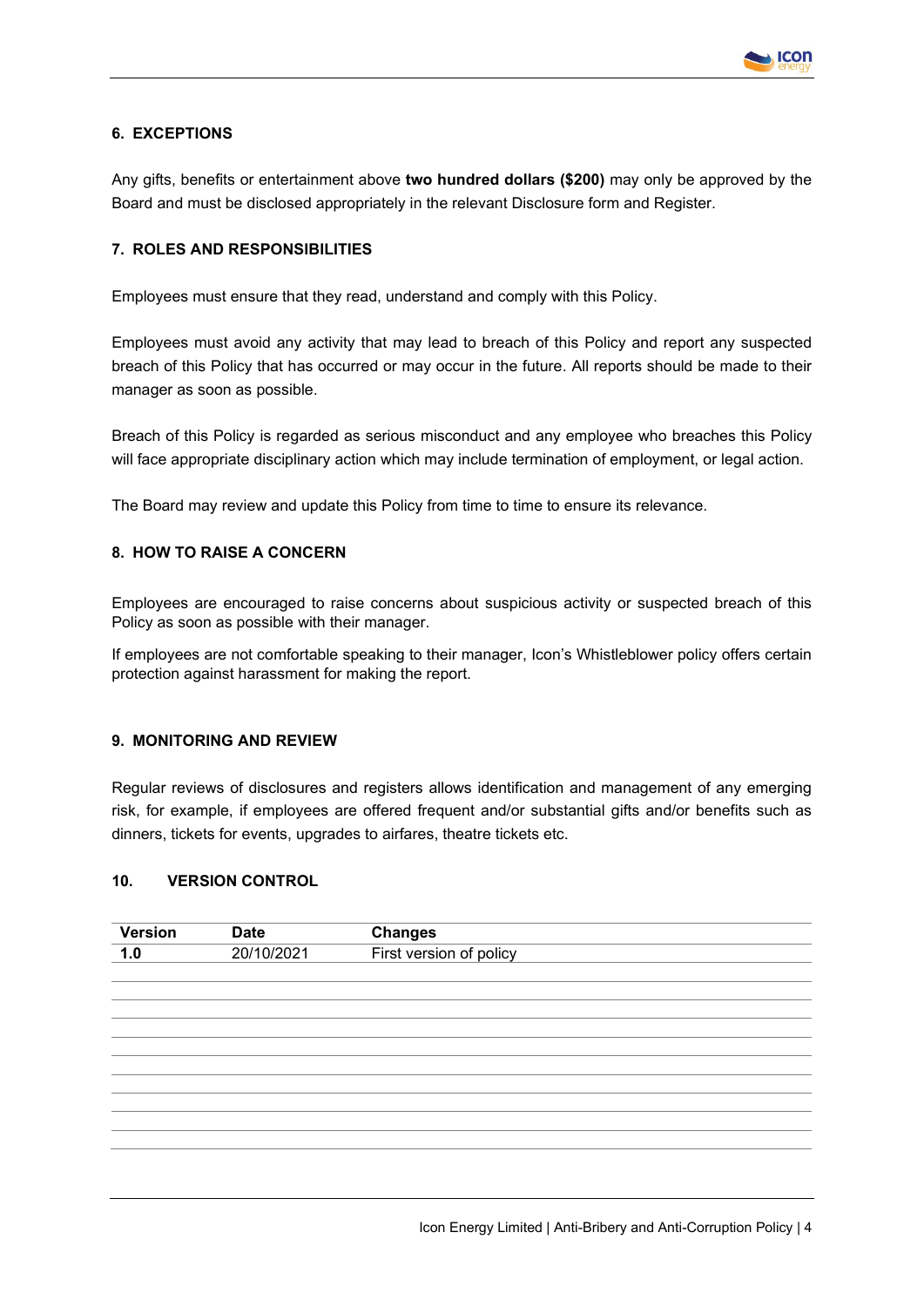## 6. EXCEPTIONS

Any gifts, benefits or entertainment above **two hundred dollars ($200)** may only be approved by the Board and must be disclosed appropriately in the relevant Disclosure form and Register.

## 7. ROLES AND RESPONSIBILITIES

Employees must ensure that they read, understand and comply with this Policy.

Employees must avoid any activity that may lead to breach of this Policy and report any suspected breach of this Policy that has occurred or may occur in the future. All reports should be made to their manager as soon as possible.

Breach of this Policy is regarded as serious misconduct and any employee who breaches this Policy will face appropriate disciplinary action which may include termination of employment, or legal action.

The Board may review and update this Policy from time to time to ensure its relevance.

## 8. HOW TO RAISE A CONCERN

Employees are encouraged to raise concerns about suspicious activity or suspected breach of this Policy as soon as possible with their manager.

If employees are not comfortable speaking to their manager, Icon's Whistleblower policy offers certain protection against harassment for making the report.

## 9. MONITORING AND REVIEW

Regular reviews of disclosures and registers allows identification and management of any emerging risk, for example, if employees are offered frequent and/or substantial gifts and/or benefits such as dinners, tickets for events, upgrades to airfares, theatre tickets etc.

## 10. VERSION CONTROL

| Version | Date | Changes |
| --- | --- | --- |
| **1.0** | 20/10/2021 | First version of policy |
|  |  |  |
|  |  |  |
|  |  |  |
|  |  |  |
|  |  |  |
|  |  |  |
|  |  |  |
|  |  |  |
|  |  |  |
|  |  |  |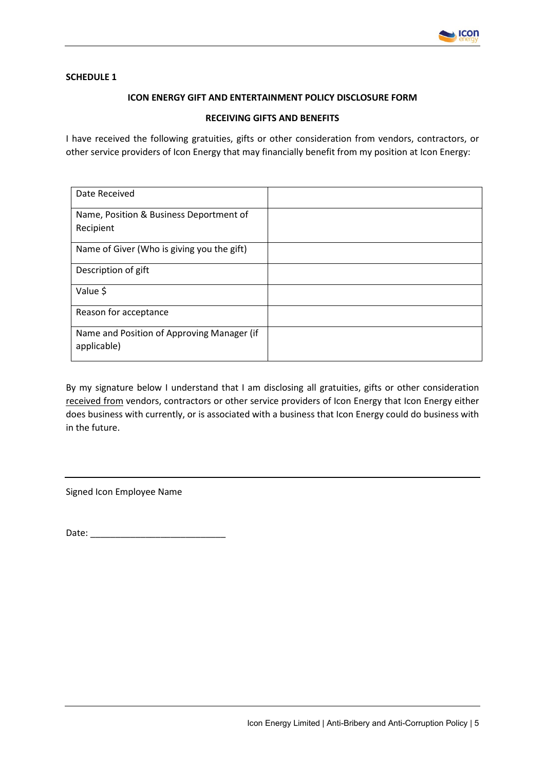**SCHEDULE 1**

**ICON ENERGY GIFT AND ENTERTAINMENT POLICY DISCLOSURE FORM**

**RECEIVING GIFTS AND BENEFITS**

I have received the following gratuities, gifts or other consideration from vendors, contractors, or other service providers of Icon Energy that may financially benefit from my position at Icon Energy:

| | |
|---|---|
| Date Received | |
| Name, Position & Business Deportment of Recipient | |
| Name of Giver (Who is giving you the gift) | |
| Description of gift | |
| Value $ | |
| Reason for acceptance | |
| Name and Position of Approving Manager (if applicable) | |

By my signature below I understand that I am disclosing all gratuities, gifts or other consideration received from vendors, contractors or other service providers of Icon Energy that Icon Energy either does business with currently, or is associated with a business that Icon Energy could do business with in the future.

_______________________________________________

Signed Icon Employee Name

Date: ___________________________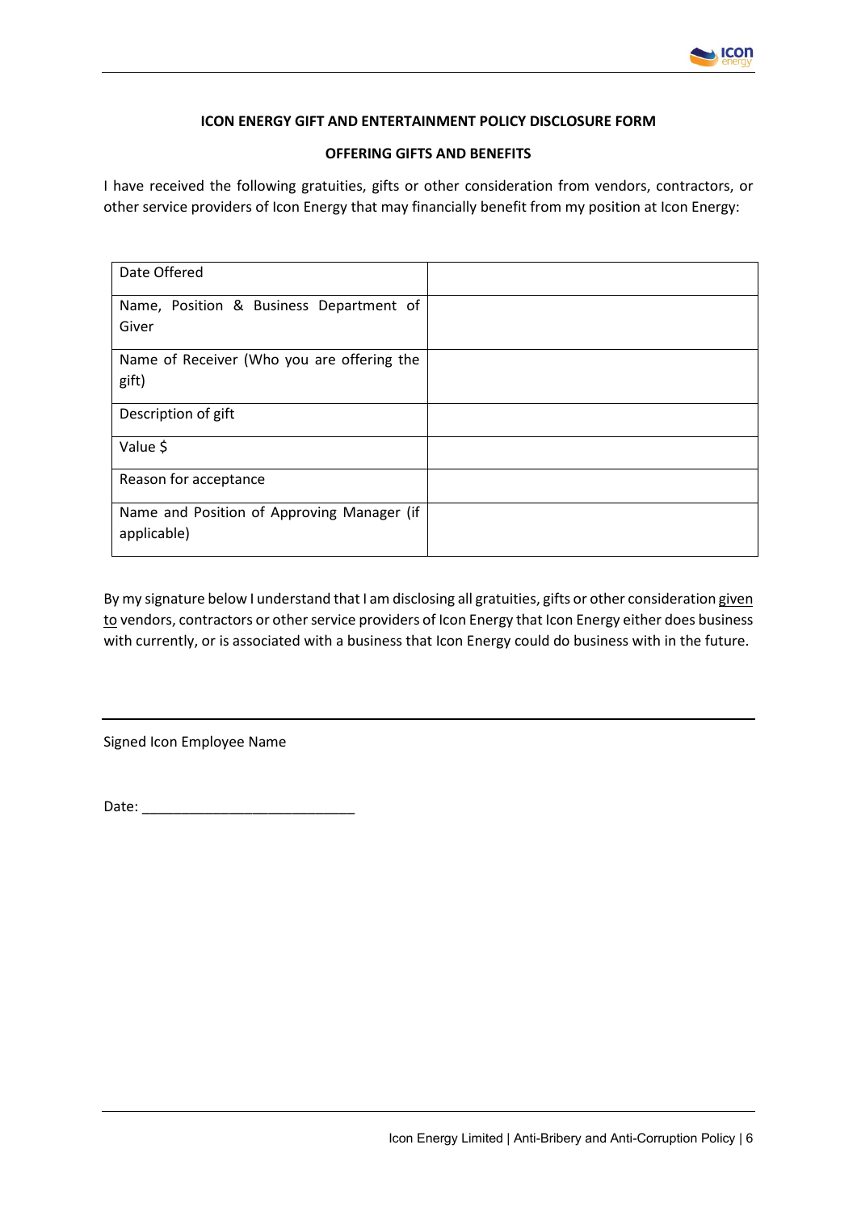**ICON ENERGY GIFT AND ENTERTAINMENT POLICY DISCLOSURE FORM**

**OFFERING GIFTS AND BENEFITS**

I have received the following gratuities, gifts or other consideration from vendors, contractors, or other service providers of Icon Energy that may financially benefit from my position at Icon Energy:

| | |
|---|---|
| Date Offered | |
| Name, Position & Business Department of Giver | |
| Name of Receiver (Who you are offering the gift) | |
| Description of gift | |
| Value $ | |
| Reason for acceptance | |
| Name and Position of Approving Manager (if applicable) | |

By my signature below I understand that I am disclosing all gratuities, gifts or other consideration given to vendors, contractors or other service providers of Icon Energy that Icon Energy either does business with currently, or is associated with a business that Icon Energy could do business with in the future.

___

Signed Icon Employee Name

Date: ___________________________